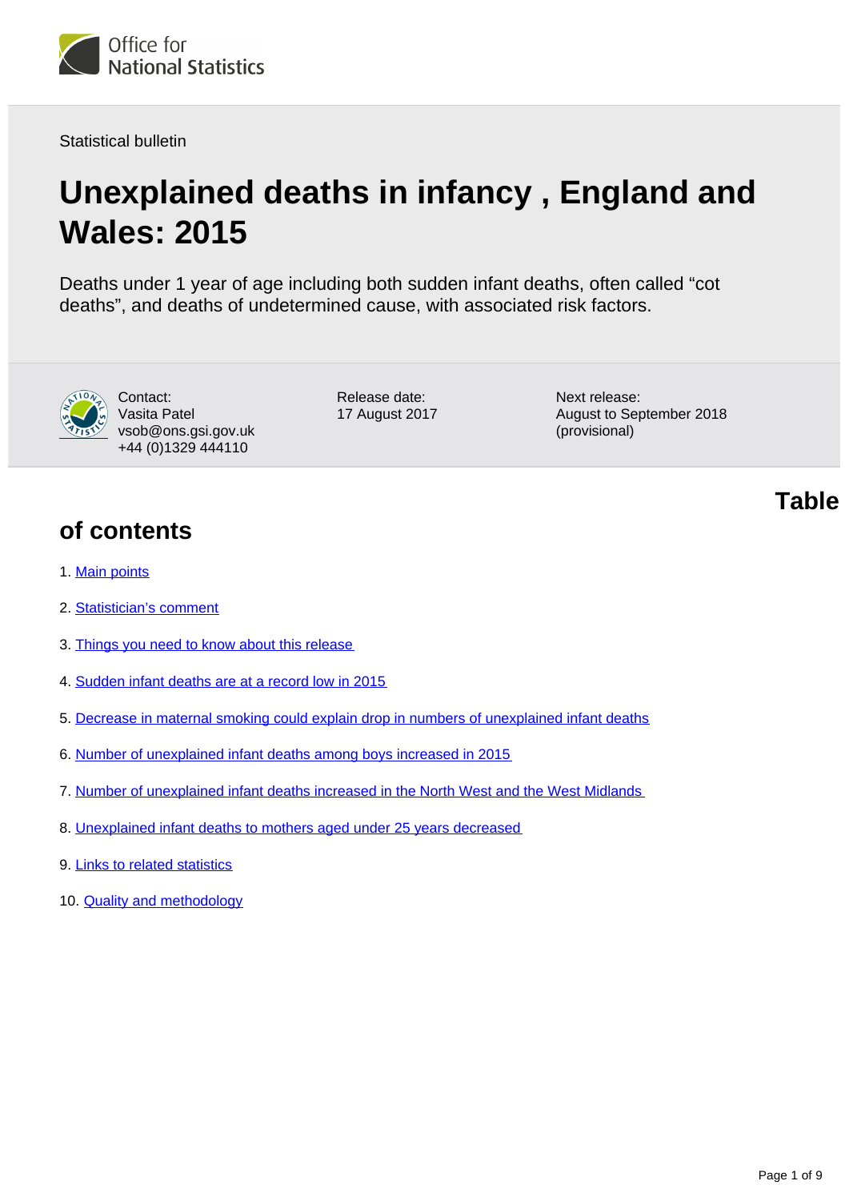Office for National Statistics

Statistical bulletin

# Unexplained deaths in infancy , England and Wales: 2015

Deaths under 1 year of age including both sudden infant deaths, often called "cot deaths", and deaths of undetermined cause, with associated risk factors.

Contact:
Vasita Patel
vsob@ons.gsi.gov.uk
+44 (0)1329 444110

Release date:
17 August 2017

Next release:
August to September 2018 (provisional)

## Table of contents

1. Main points
2. Statistician's comment
3. Things you need to know about this release
4. Sudden infant deaths are at a record low in 2015
5. Decrease in maternal smoking could explain drop in numbers of unexplained infant deaths
6. Number of unexplained infant deaths among boys increased in 2015
7. Number of unexplained infant deaths increased in the North West and the West Midlands
8. Unexplained infant deaths to mothers aged under 25 years decreased
9. Links to related statistics
10. Quality and methodology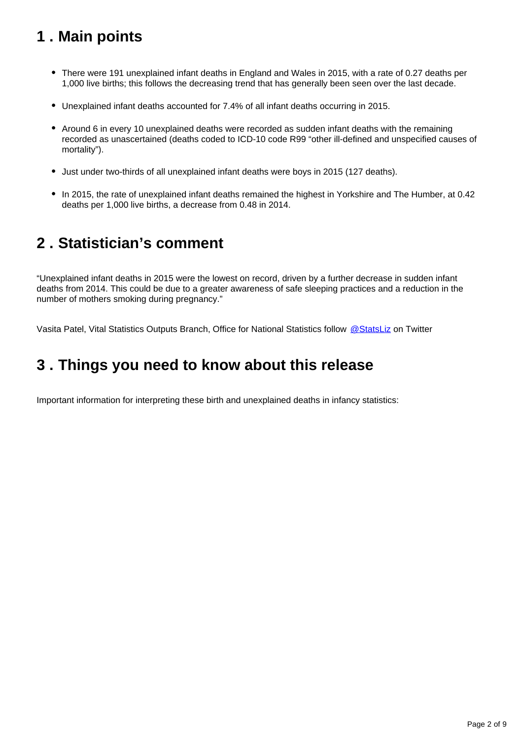## 1 . Main points

- There were 191 unexplained infant deaths in England and Wales in 2015, with a rate of 0.27 deaths per 1,000 live births; this follows the decreasing trend that has generally been seen over the last decade.
- Unexplained infant deaths accounted for 7.4% of all infant deaths occurring in 2015.
- Around 6 in every 10 unexplained deaths were recorded as sudden infant deaths with the remaining recorded as unascertained (deaths coded to ICD-10 code R99 "other ill-defined and unspecified causes of mortality").
- Just under two-thirds of all unexplained infant deaths were boys in 2015 (127 deaths).
- In 2015, the rate of unexplained infant deaths remained the highest in Yorkshire and The Humber, at 0.42 deaths per 1,000 live births, a decrease from 0.48 in 2014.

## 2 . Statistician's comment

"Unexplained infant deaths in 2015 were the lowest on record, driven by a further decrease in sudden infant deaths from 2014. This could be due to a greater awareness of safe sleeping practices and a reduction in the number of mothers smoking during pregnancy."

Vasita Patel, Vital Statistics Outputs Branch, Office for National Statistics follow @StatsLiz on Twitter

## 3 . Things you need to know about this release

Important information for interpreting these birth and unexplained deaths in infancy statistics: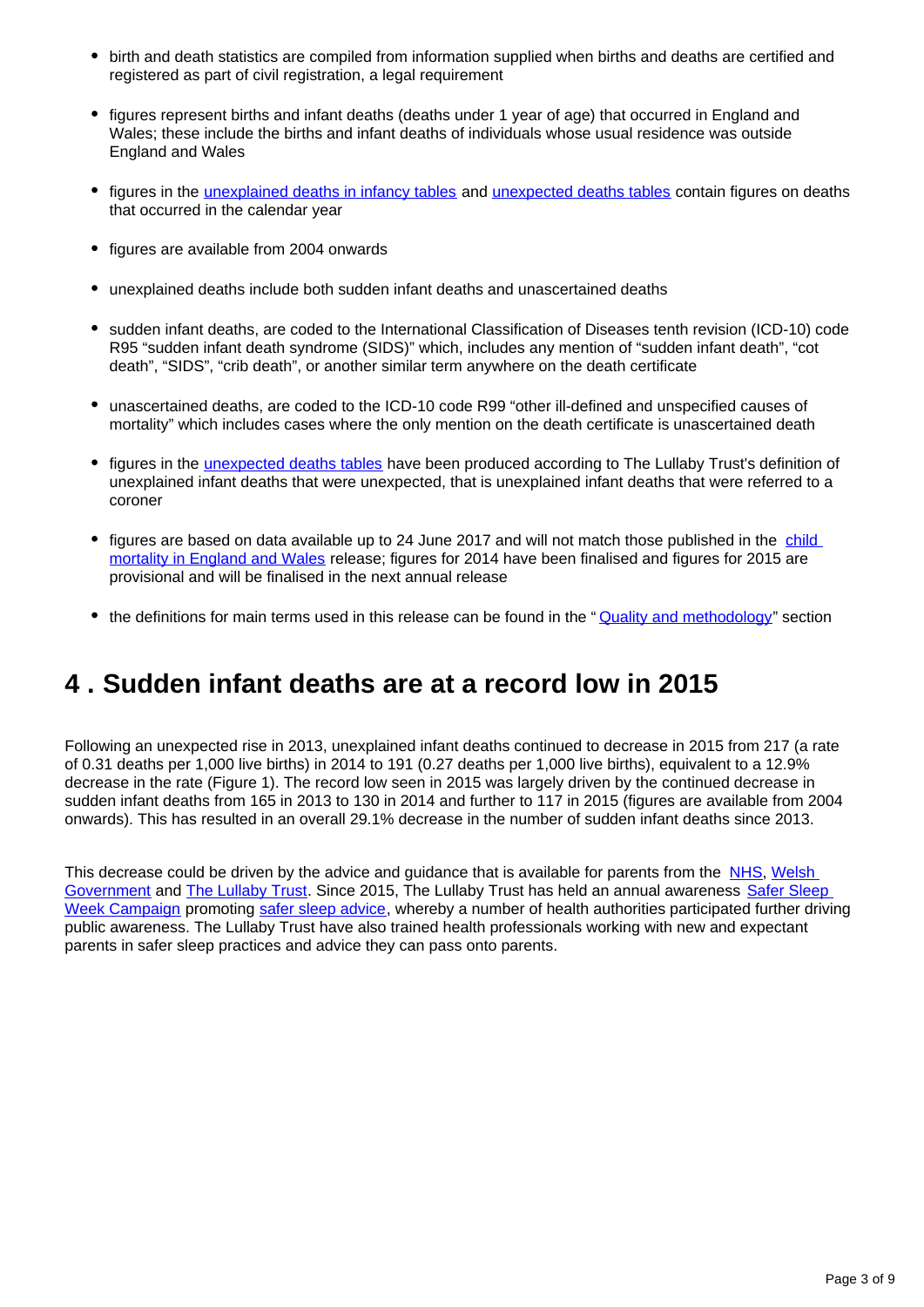- birth and death statistics are compiled from information supplied when births and deaths are certified and registered as part of civil registration, a legal requirement
- figures represent births and infant deaths (deaths under 1 year of age) that occurred in England and Wales; these include the births and infant deaths of individuals whose usual residence was outside England and Wales
- figures in the unexplained deaths in infancy tables and unexpected deaths tables contain figures on deaths that occurred in the calendar year
- figures are available from 2004 onwards
- unexplained deaths include both sudden infant deaths and unascertained deaths
- sudden infant deaths, are coded to the International Classification of Diseases tenth revision (ICD-10) code R95 "sudden infant death syndrome (SIDS)" which, includes any mention of "sudden infant death", "cot death", "SIDS", "crib death", or another similar term anywhere on the death certificate
- unascertained deaths, are coded to the ICD-10 code R99 "other ill-defined and unspecified causes of mortality" which includes cases where the only mention on the death certificate is unascertained death
- figures in the unexpected deaths tables have been produced according to The Lullaby Trust's definition of unexplained infant deaths that were unexpected, that is unexplained infant deaths that were referred to a coroner
- figures are based on data available up to 24 June 2017 and will not match those published in the child mortality in England and Wales release; figures for 2014 have been finalised and figures for 2015 are provisional and will be finalised in the next annual release
- the definitions for main terms used in this release can be found in the "Quality and methodology" section

## 4 . Sudden infant deaths are at a record low in 2015

Following an unexpected rise in 2013, unexplained infant deaths continued to decrease in 2015 from 217 (a rate of 0.31 deaths per 1,000 live births) in 2014 to 191 (0.27 deaths per 1,000 live births), equivalent to a 12.9% decrease in the rate (Figure 1). The record low seen in 2015 was largely driven by the continued decrease in sudden infant deaths from 165 in 2013 to 130 in 2014 and further to 117 in 2015 (figures are available from 2004 onwards). This has resulted in an overall 29.1% decrease in the number of sudden infant deaths since 2013.

This decrease could be driven by the advice and guidance that is available for parents from the NHS, Welsh Government and The Lullaby Trust. Since 2015, The Lullaby Trust has held an annual awareness Safer Sleep Week Campaign promoting safer sleep advice, whereby a number of health authorities participated further driving public awareness. The Lullaby Trust have also trained health professionals working with new and expectant parents in safer sleep practices and advice they can pass onto parents.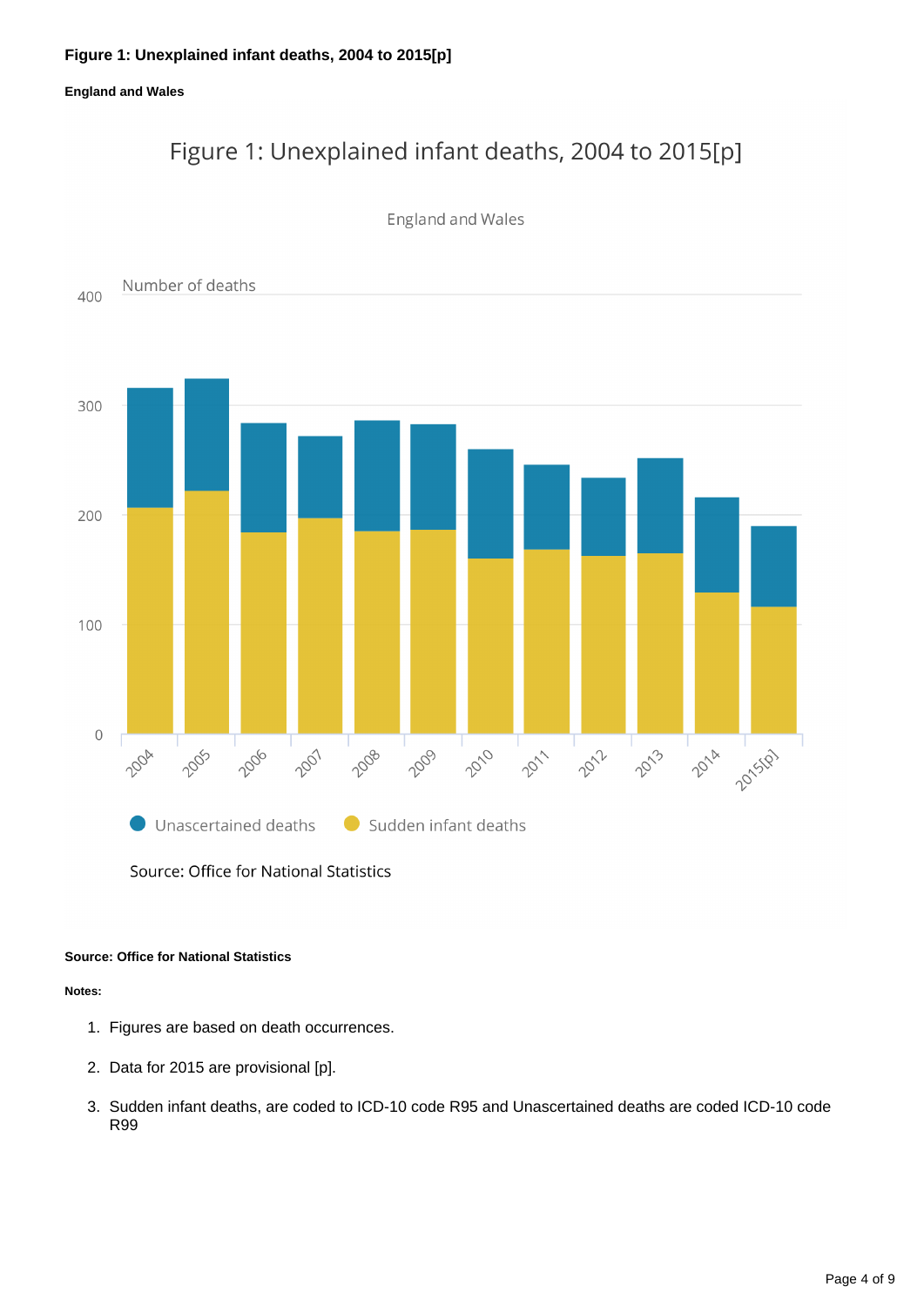**Figure 1: Unexplained infant deaths, 2004 to 2015[p]**

**England and Wales**

**Source: Office for National Statistics**

**Notes:**

1. Figures are based on death occurrences.
2. Data for 2015 are provisional [p].
3. Sudden infant deaths, are coded to ICD-10 code R95 and Unascertained deaths are coded ICD-10 code R99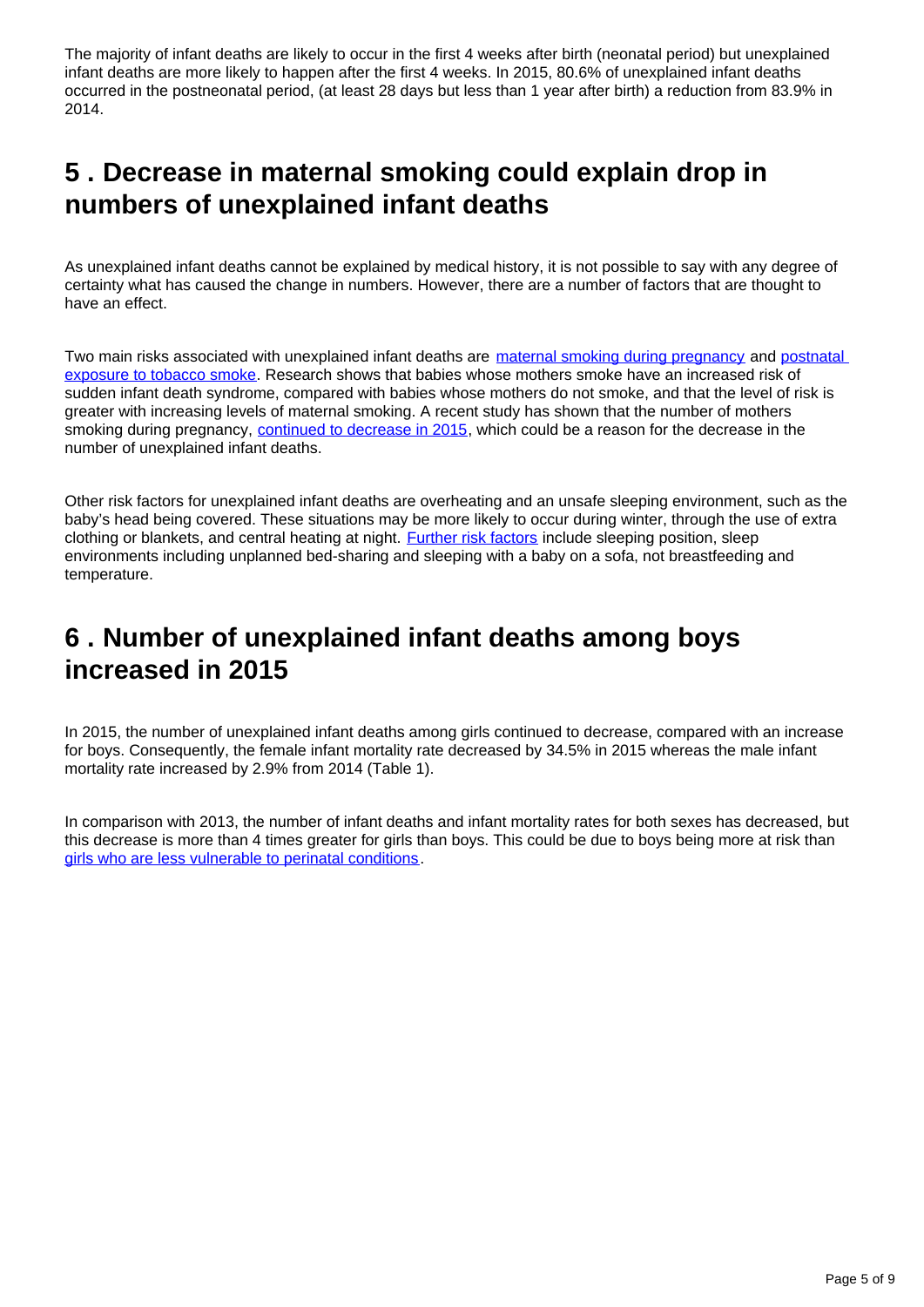The majority of infant deaths are likely to occur in the first 4 weeks after birth (neonatal period) but unexplained infant deaths are more likely to happen after the first 4 weeks. In 2015, 80.6% of unexplained infant deaths occurred in the postneonatal period, (at least 28 days but less than 1 year after birth) a reduction from 83.9% in 2014.

## 5 . Decrease in maternal smoking could explain drop in numbers of unexplained infant deaths

As unexplained infant deaths cannot be explained by medical history, it is not possible to say with any degree of certainty what has caused the change in numbers. However, there are a number of factors that are thought to have an effect.

Two main risks associated with unexplained infant deaths are maternal smoking during pregnancy and postnatal exposure to tobacco smoke. Research shows that babies whose mothers smoke have an increased risk of sudden infant death syndrome, compared with babies whose mothers do not smoke, and that the level of risk is greater with increasing levels of maternal smoking. A recent study has shown that the number of mothers smoking during pregnancy, continued to decrease in 2015, which could be a reason for the decrease in the number of unexplained infant deaths.

Other risk factors for unexplained infant deaths are overheating and an unsafe sleeping environment, such as the baby's head being covered. These situations may be more likely to occur during winter, through the use of extra clothing or blankets, and central heating at night. Further risk factors include sleeping position, sleep environments including unplanned bed-sharing and sleeping with a baby on a sofa, not breastfeeding and temperature.

## 6 . Number of unexplained infant deaths among boys increased in 2015

In 2015, the number of unexplained infant deaths among girls continued to decrease, compared with an increase for boys. Consequently, the female infant mortality rate decreased by 34.5% in 2015 whereas the male infant mortality rate increased by 2.9% from 2014 (Table 1).

In comparison with 2013, the number of infant deaths and infant mortality rates for both sexes has decreased, but this decrease is more than 4 times greater for girls than boys. This could be due to boys being more at risk than girls who are less vulnerable to perinatal conditions.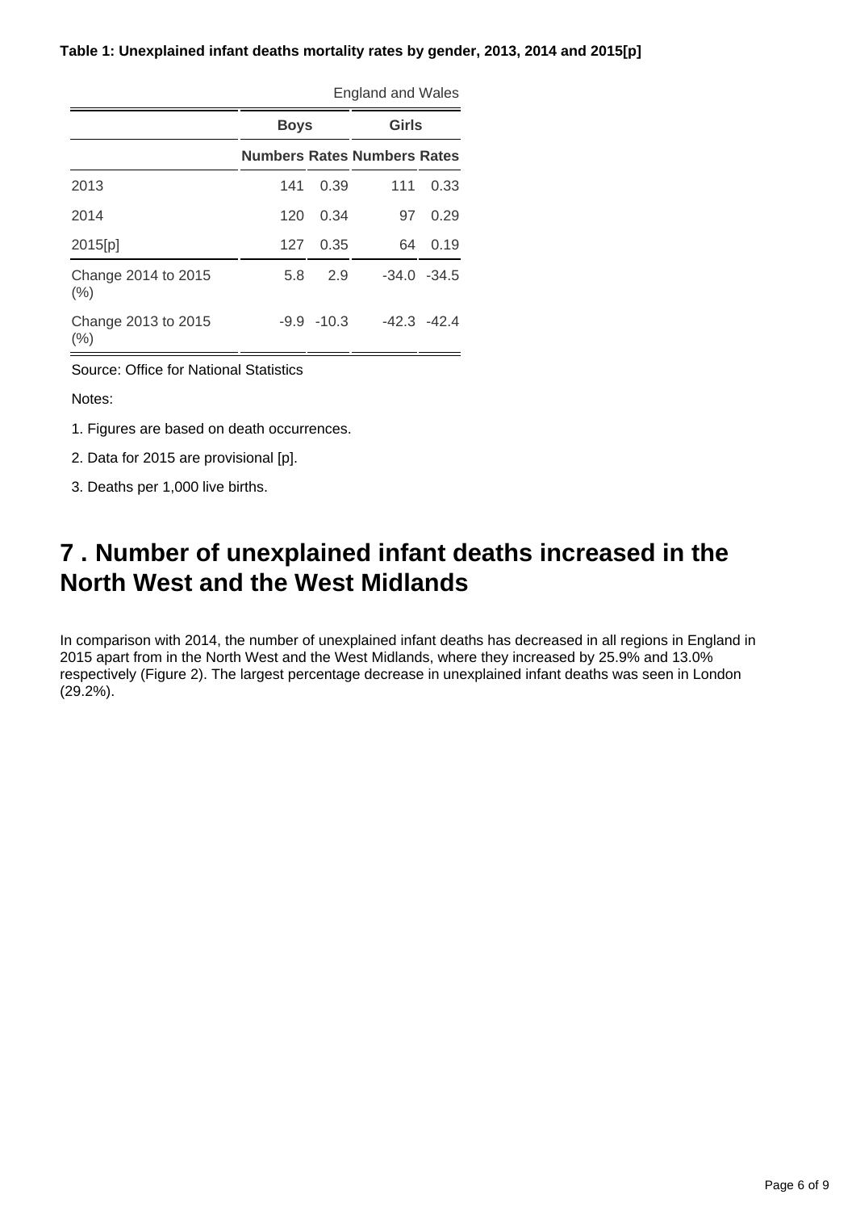**Table 1: Unexplained infant deaths mortality rates by gender, 2013, 2014 and 2015[p]**

England and Wales

| | Boys | | Girls | |
|---|---|---|---|---|
| | Numbers | Rates | Numbers | Rates |
| 2013 | 141 | 0.39 | 111 | 0.33 |
| 2014 | 120 | 0.34 | 97 | 0.29 |
| 2015[p] | 127 | 0.35 | 64 | 0.19 |
| Change 2014 to 2015 (%) | 5.8 | 2.9 | -34.0 | -34.5 |
| Change 2013 to 2015 (%) | -9.9 | -10.3 | -42.3 | -42.4 |

Source: Office for National Statistics

Notes:

1. Figures are based on death occurrences.
2. Data for 2015 are provisional [p].
3. Deaths per 1,000 live births.

## 7 . Number of unexplained infant deaths increased in the North West and the West Midlands

In comparison with 2014, the number of unexplained infant deaths has decreased in all regions in England in 2015 apart from in the North West and the West Midlands, where they increased by 25.9% and 13.0% respectively (Figure 2). The largest percentage decrease in unexplained infant deaths was seen in London (29.2%).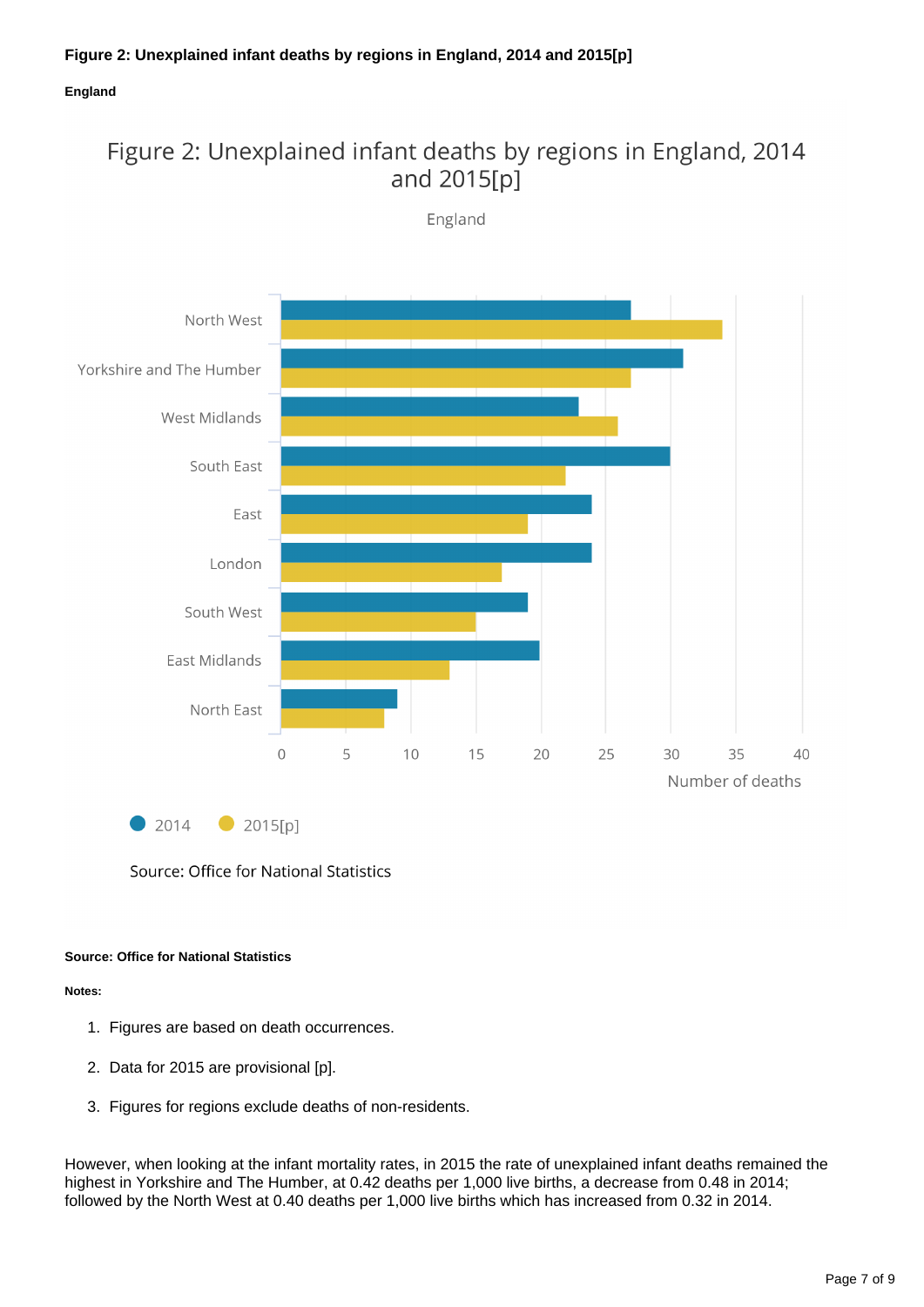**Figure 2: Unexplained infant deaths by regions in England, 2014 and 2015[p]**

**England**

**Source: Office for National Statistics**

**Notes:**

1. Figures are based on death occurrences.
2. Data for 2015 are provisional [p].
3. Figures for regions exclude deaths of non-residents.

However, when looking at the infant mortality rates, in 2015 the rate of unexplained infant deaths remained the highest in Yorkshire and The Humber, at 0.42 deaths per 1,000 live births, a decrease from 0.48 in 2014; followed by the North West at 0.40 deaths per 1,000 live births which has increased from 0.32 in 2014.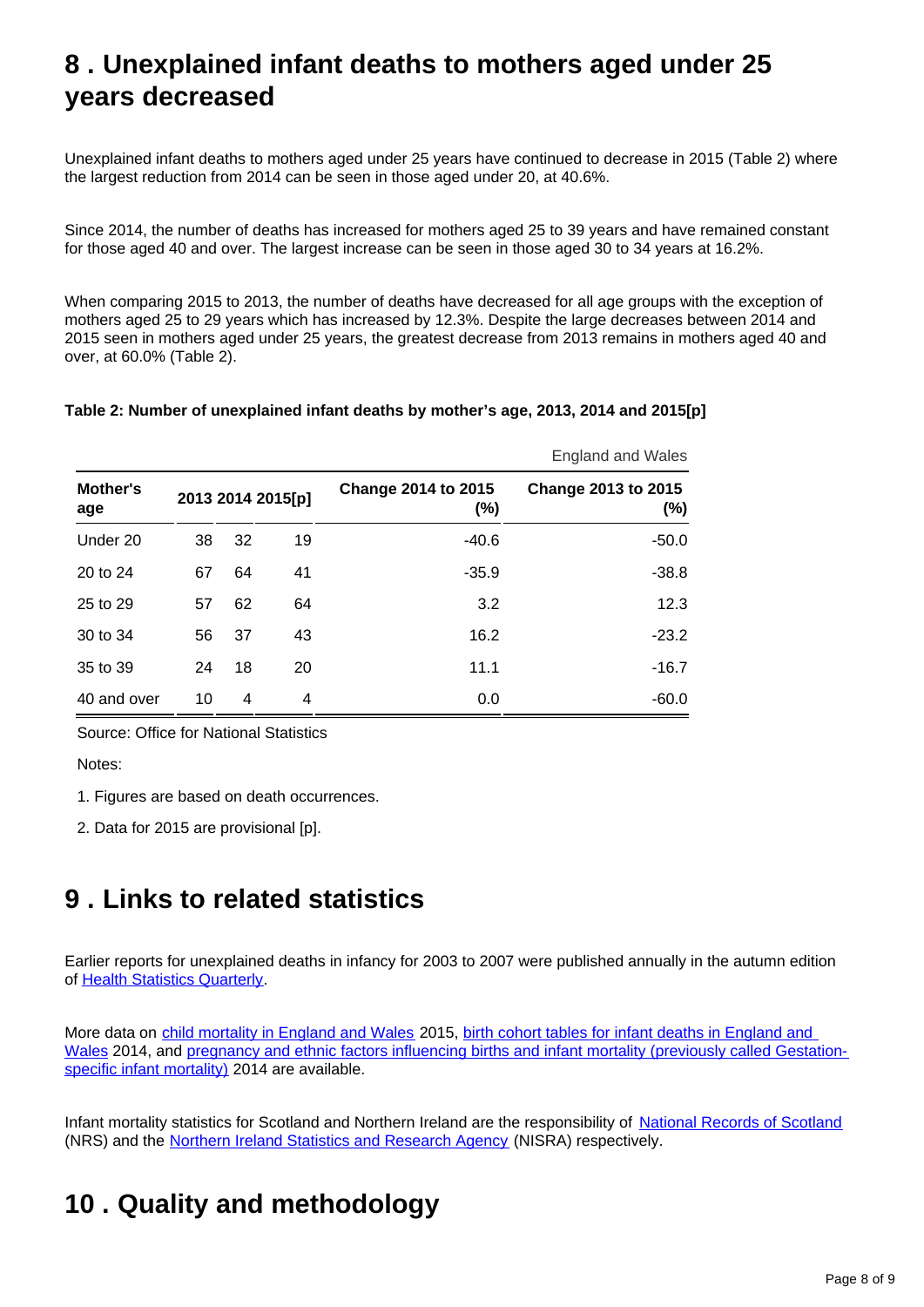## 8 . Unexplained infant deaths to mothers aged under 25 years decreased

Unexplained infant deaths to mothers aged under 25 years have continued to decrease in 2015 (Table 2) where the largest reduction from 2014 can be seen in those aged under 20, at 40.6%.

Since 2014, the number of deaths has increased for mothers aged 25 to 39 years and have remained constant for those aged 40 and over. The largest increase can be seen in those aged 30 to 34 years at 16.2%.

When comparing 2015 to 2013, the number of deaths have decreased for all age groups with the exception of mothers aged 25 to 29 years which has increased by 12.3%. Despite the large decreases between 2014 and 2015 seen in mothers aged under 25 years, the greatest decrease from 2013 remains in mothers aged 40 and over, at 60.0% (Table 2).

**Table 2: Number of unexplained infant deaths by mother's age, 2013, 2014 and 2015[p]**

England and Wales

| Mother's age | 2013 | 2014 | 2015[p] | Change 2014 to 2015 (%) | Change 2013 to 2015 (%) |
|---|---|---|---|---|---|
| Under 20 | 38 | 32 | 19 | -40.6 | -50.0 |
| 20 to 24 | 67 | 64 | 41 | -35.9 | -38.8 |
| 25 to 29 | 57 | 62 | 64 | 3.2 | 12.3 |
| 30 to 34 | 56 | 37 | 43 | 16.2 | -23.2 |
| 35 to 39 | 24 | 18 | 20 | 11.1 | -16.7 |
| 40 and over | 10 | 4 | 4 | 0.0 | -60.0 |

Source: Office for National Statistics

Notes:

1. Figures are based on death occurrences.

2. Data for 2015 are provisional [p].

## 9 . Links to related statistics

Earlier reports for unexplained deaths in infancy for 2003 to 2007 were published annually in the autumn edition of Health Statistics Quarterly.

More data on child mortality in England and Wales 2015, birth cohort tables for infant deaths in England and Wales 2014, and pregnancy and ethnic factors influencing births and infant mortality (previously called Gestation-specific infant mortality) 2014 are available.

Infant mortality statistics for Scotland and Northern Ireland are the responsibility of National Records of Scotland (NRS) and the Northern Ireland Statistics and Research Agency (NISRA) respectively.

## 10 . Quality and methodology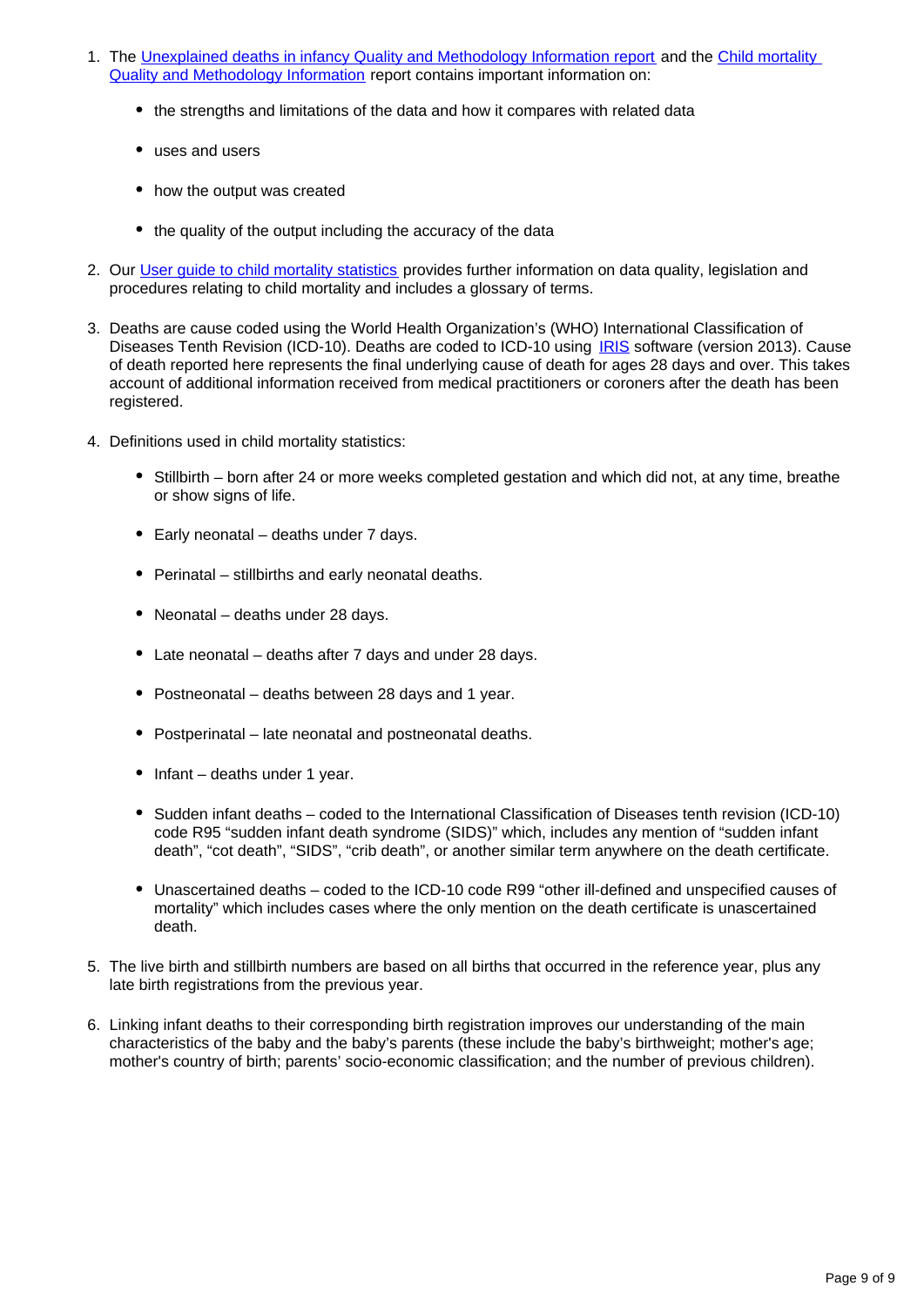1. The Unexplained deaths in infancy Quality and Methodology Information report and the Child mortality Quality and Methodology Information report contains important information on:

   - the strengths and limitations of the data and how it compares with related data
   - uses and users
   - how the output was created
   - the quality of the output including the accuracy of the data

2. Our User guide to child mortality statistics provides further information on data quality, legislation and procedures relating to child mortality and includes a glossary of terms.

3. Deaths are cause coded using the World Health Organization's (WHO) International Classification of Diseases Tenth Revision (ICD-10). Deaths are coded to ICD-10 using IRIS software (version 2013). Cause of death reported here represents the final underlying cause of death for ages 28 days and over. This takes account of additional information received from medical practitioners or coroners after the death has been registered.

4. Definitions used in child mortality statistics:

   - Stillbirth – born after 24 or more weeks completed gestation and which did not, at any time, breathe or show signs of life.
   - Early neonatal – deaths under 7 days.
   - Perinatal – stillbirths and early neonatal deaths.
   - Neonatal – deaths under 28 days.
   - Late neonatal – deaths after 7 days and under 28 days.
   - Postneonatal – deaths between 28 days and 1 year.
   - Postperinatal – late neonatal and postneonatal deaths.
   - Infant – deaths under 1 year.
   - Sudden infant deaths – coded to the International Classification of Diseases tenth revision (ICD-10) code R95 "sudden infant death syndrome (SIDS)" which, includes any mention of "sudden infant death", "cot death", "SIDS", "crib death", or another similar term anywhere on the death certificate.
   - Unascertained deaths – coded to the ICD-10 code R99 "other ill-defined and unspecified causes of mortality" which includes cases where the only mention on the death certificate is unascertained death.

5. The live birth and stillbirth numbers are based on all births that occurred in the reference year, plus any late birth registrations from the previous year.

6. Linking infant deaths to their corresponding birth registration improves our understanding of the main characteristics of the baby and the baby's parents (these include the baby's birthweight; mother's age; mother's country of birth; parents' socio-economic classification; and the number of previous children).